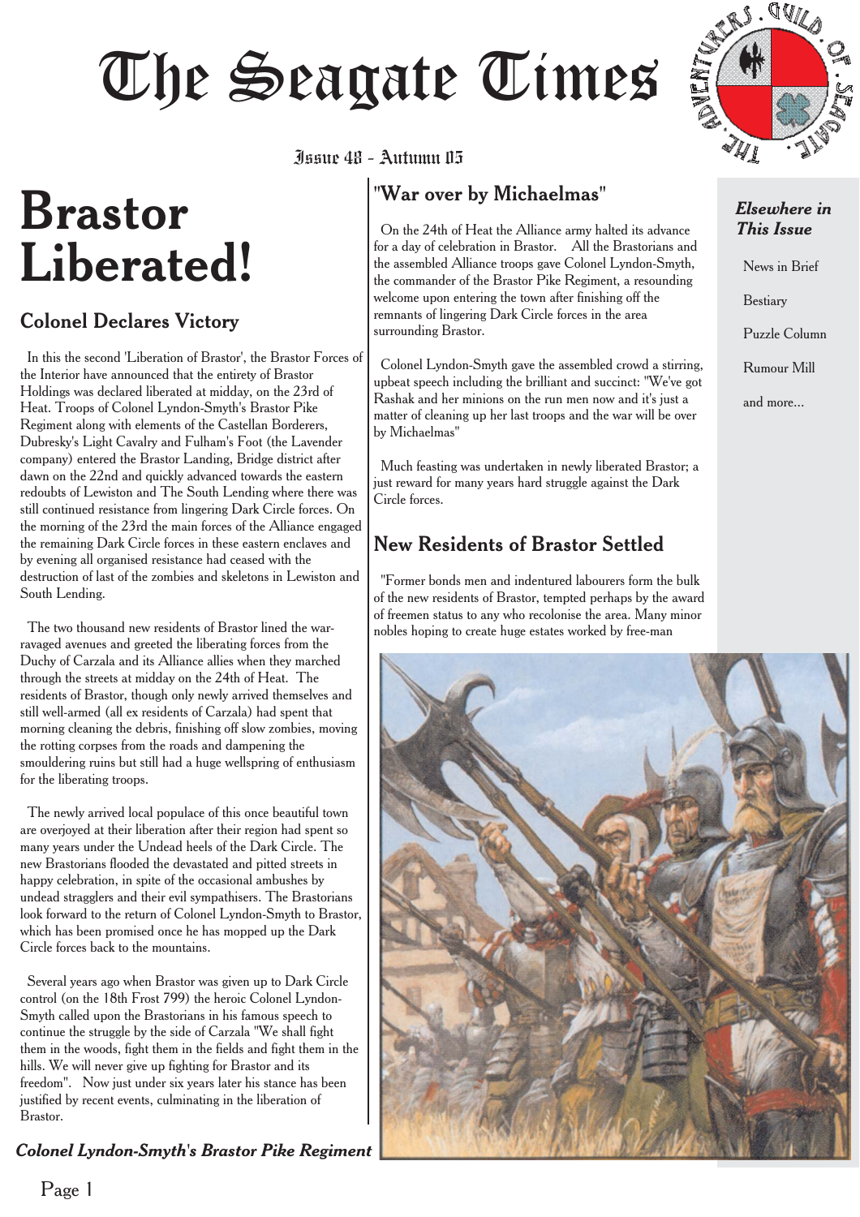# The Seagate Times

Issue 48 - Autumn 05

# Brastor Liberated!

## Colonel Declares Victory

In this the second 'Liberation of Brastor', the Brastor Forces of the Interior have announced that the entirety of Brastor Holdings was declared liberated at midday, on the 23rd of Heat. Troops of Colonel Lyndon-Smyth's Brastor Pike Regiment along with elements of the Castellan Borderers, Dubresky's Light Cavalry and Fulham's Foot (the Lavender company) entered the Brastor Landing, Bridge district after dawn on the 22nd and quickly advanced towards the eastern redoubts of Lewiston and The South Lending where there was still continued resistance from lingering Dark Circle forces. On the morning of the 23rd the main forces of the Alliance engaged the remaining Dark Circle forces in these eastern enclaves and by evening all organised resistance had ceased with the destruction of last of the zombies and skeletons in Lewiston and South Lending.

The two thousand new residents of Brastor lined the war-ravaged avenues and greeted the liberating forces from the Duchy of Carzala and its Alliance allies when they marched through the streets at midday on the 24th of Heat. The residents of Brastor, though only newly arrived themselves and still well-armed (all ex residents of Carzala) had spent that morning cleaning the debris, finishing off slow zombies, moving the rotting corpses from the roads and dampening the smouldering ruins but still had a huge wellspring of enthusiasm for the liberating troops.

The newly arrived local populace of this once beautiful town are overjoyed at their liberation after their region had spent so many years under the Undead heels of the Dark Circle. The new Brastorians flooded the devastated and pitted streets in happy celebration, in spite of the occasional ambushes by undead stragglers and their evil sympathisers. The Brastorians look forward to the return of Colonel Lyndon-Smyth to Brastor, which has been promised once he has mopped up the Dark Circle forces back to the mountains.

Several years ago when Brastor was given up to Dark Circle control (on the 18th Frost 799) the heroic Colonel Lyndon-Smyth called upon the Brastorians in his famous speech to continue the struggle by the side of Carzala "We shall fight them in the woods, fight them in the fields and fight them in the hills. We will never give up fighting for Brastor and its freedom". Now just under six years later his stance has been justified by recent events, culminating in the liberation of Brastor.

## "War over by Michaelmas"

On the 24th of Heat the Alliance army halted its advance for a day of celebration in Brastor. All the Brastorians and the assembled Alliance troops gave Colonel Lyndon-Smyth, the commander of the Brastor Pike Regiment, a resounding welcome upon entering the town after finishing off the remnants of lingering Dark Circle forces in the area surrounding Brastor.

Colonel Lyndon-Smyth gave the assembled crowd a stirring, upbeat speech including the brilliant and succinct: "We've got Rashak and her minions on the run men now and it's just a matter of cleaning up her last troops and the war will be over by Michaelmas"

Much feasting was undertaken in newly liberated Brastor; a just reward for many years hard struggle against the Dark Circle forces.

## New Residents of Brastor Settled

"Former bonds men and indentured labourers form the bulk of the new residents of Brastor, tempted perhaps by the award of freemen status to any who recolonise the area. Many minor nobles hoping to create huge estates worked by free-man

***Colonel Lyndon-Smyth's Brastor Pike Regiment***

*Elsewhere in This Issue*

- News in Brief
- Bestiary
- Puzzle Column
- Rumour Mill
- and more...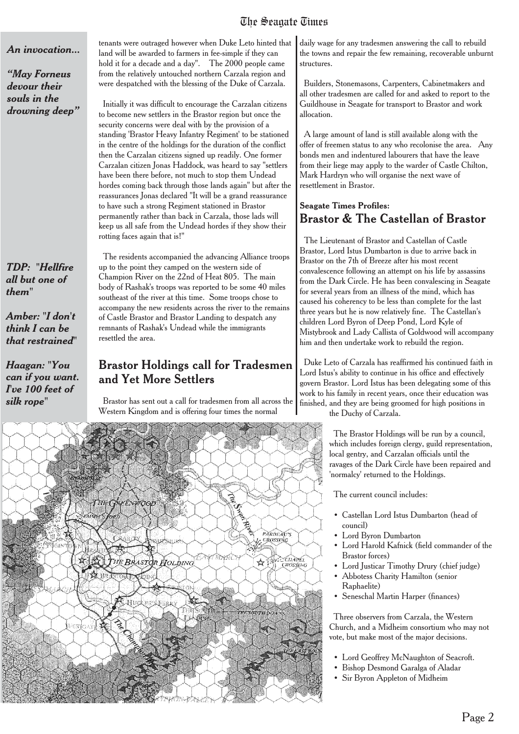*An invocation...*

***"May Forneus devour their souls in the drowning deep"***

tenants were outraged however when Duke Leto hinted that land will be awarded to farmers in fee-simple if they can hold it for a decade and a day". The 2000 people came from the relatively untouched northern Carzala region and were despatched with the blessing of the Duke of Carzala.

Initially it was difficult to encourage the Carzalan citizens to become new settlers in the Brastor region but once the security concerns were deal with by the provision of a standing 'Brastor Heavy Infantry Regiment' to be stationed in the centre of the holdings for the duration of the conflict then the Carzalan citizens signed up readily. One former Carzalan citizen Jonas Haddock, was heard to say "settlers have been there before, not much to stop them Undead hordes coming back through those lands again" but after the reassurances Jonas declared "It will be a grand reassurance to have such a strong Regiment stationed in Brastor permanently rather than back in Carzala, those lads will keep us all safe from the Undead hordes if they show their rotting faces again that is!"

The residents accompanied the advancing Alliance troops up to the point they camped on the western side of Champion River on the 22nd of Heat 805. The main body of Rashak's troops was reported to be some 40 miles southeast of the river at this time. Some troops chose to accompany the new residents across the river to the remains of Castle Brastor and Brastor Landing to despatch any remnants of Rashak's Undead while the immigrants resettled the area.

***TDP: "Hellfire all but one of them"***

***Amber: "I don't think I can be that restrained"***

***Haagan: "You can if you want. I've 100 feet of silk rope"***

## Brastor Holdings call for Tradesmen and Yet More Settlers

Brastor has sent out a call for tradesmen from all across the Western Kingdom and is offering four times the normal daily wage for any tradesmen answering the call to rebuild the towns and repair the few remaining, recoverable unburnt structures.

Builders, Stonemasons, Carpenters, Cabinetmakers and all other tradesmen are called for and asked to report to the Guildhouse in Seagate for transport to Brastor and work allocation.

A large amount of land is still available along with the offer of freemen status to any who recolonise the area. Any bonds men and indentured labourers that have the leave from their liege may apply to the warder of Castle Chilton, Mark Hardryn who will organise the next wave of resettlement in Brastor.

**Seagate Times Profiles:**

## Brastor & The Castellan of Brastor

The Lieutenant of Brastor and Castellan of Castle Brastor, Lord Istus Dumbarton is due to arrive back in Brastor on the 7th of Breeze after his most recent convalescence following an attempt on his life by assassins from the Dark Circle. He has been convalescing in Seagate for several years from an illness of the mind, which has caused his coherency to be less than complete for the last three years but he is now relatively fine. The Castellan's children Lord Byron of Deep Pond, Lord Kyle of Mistybrook and Lady Callista of Goldwood will accompany him and then undertake work to rebuild the region.

Duke Leto of Carzala has reaffirmed his continued faith in Lord Istus's ability to continue in his office and effectively govern Brastor. Lord Istus has been delegating some of this work to his family in recent years, once their education was finished, and they are being groomed for high positions in the Duchy of Carzala.

The Brastor Holdings will be run by a council, which includes foreign clergy, guild representation, local gentry, and Carzalan officials until the ravages of the Dark Circle have been repaired and 'normalcy' returned to the Holdings.

The current council includes:

- Castellan Lord Istus Dumbarton (head of council)
- Lord Byron Dumbarton
- Lord Harold Kafnick (field commander of the Brastor forces)
- Lord Justicar Timothy Drury (chief judge)
- Abbotess Charity Hamilton (senior Raphaelite)
- Seneschal Martin Harper (finances)

Three observers from Carzala, the Western Church, and a Midheim consortium who may not vote, but make most of the major decisions.

- Lord Geoffrey McNaughton of Seacroft.
- Bishop Desmond Garalga of Aladar
- Sir Byron Appleton of Midheim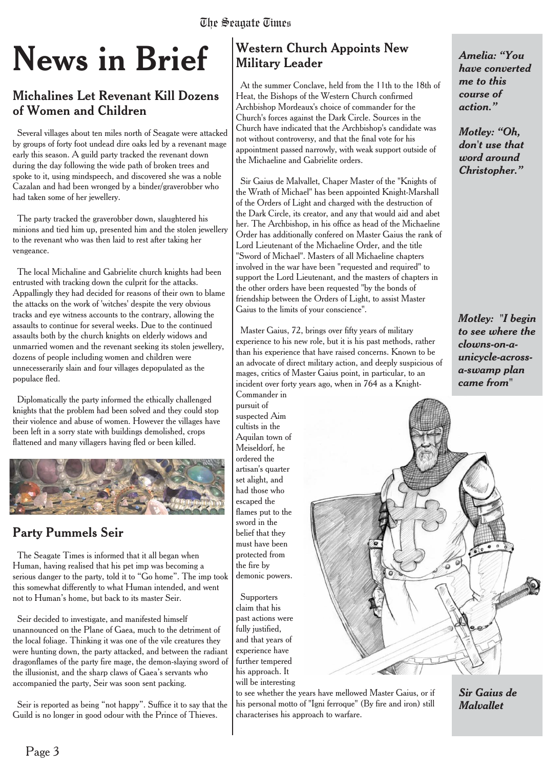# News in Brief

## Michalines Let Revenant Kill Dozens of Women and Children

Several villages about ten miles north of Seagate were attacked by groups of forty foot undead dire oaks led by a revenant mage early this season. A guild party tracked the revenant down during the day following the wide path of broken trees and spoke to it, using mindspeech, and discovered she was a noble Cazalan and had been wronged by a binder/graverobber who had taken some of her jewellery.

The party tracked the graverobber down, slaughtered his minions and tied him up, presented him and the stolen jewellery to the revenant who was then laid to rest after taking her vengeance.

The local Michaline and Gabrielite church knights had been entrusted with tracking down the culprit for the attacks. Appallingly they had decided for reasons of their own to blame the attacks on the work of 'witches' despite the very obvious tracks and eye witness accounts to the contrary, allowing the assaults to continue for several weeks. Due to the continued assaults both by the church knights on elderly widows and unmarried women and the revenant seeking its stolen jewellery, dozens of people including women and children were unnecesserarily slain and four villages depopulated as the populace fled.

Diplomatically the party informed the ethically challenged knights that the problem had been solved and they could stop their violence and abuse of women. However the villages have been left in a sorry state with buildings demolished, crops flattened and many villagers having fled or been killed.

## Party Pummels Seir

The Seagate Times is informed that it all began when Human, having realised that his pet imp was becoming a serious danger to the party, told it to "Go home". The imp took this somewhat differently to what Human intended, and went not to Human's home, but back to its master Seir.

Seir decided to investigate, and manifested himself unannounced on the Plane of Gaea, much to the detriment of the local foliage. Thinking it was one of the vile creatures they were hunting down, the party attacked, and between the radiant dragonflames of the party fire mage, the demon-slaying sword of the illusionist, and the sharp claws of Gaea's servants who accompanied the party, Seir was soon sent packing.

Seir is reported as being "not happy". Suffice it to say that the Guild is no longer in good odour with the Prince of Thieves.

## Western Church Appoints New Military Leader

At the summer Conclave, held from the 11th to the 18th of Heat, the Bishops of the Western Church confirmed Archbishop Mordeaux's choice of commander for the Church's forces against the Dark Circle. Sources in the Church have indicated that the Archbishop's candidate was not without controversy, and that the final vote for his appointment passed narrowly, with weak support outside of the Michaeline and Gabrielite orders.

Sir Gaius de Malvallet, Chaper Master of the "Knights of the Wrath of Michael" has been appointed Knight-Marshall of the Orders of Light and charged with the destruction of the Dark Circle, its creator, and any that would aid and abet her. The Archbishop, in his office as head of the Michaeline Order has additionally confered on Master Gaius the rank of Lord Lieutenant of the Michaeline Order, and the title "Sword of Michael". Masters of all Michaeline chapters involved in the war have been "requested and required" to support the Lord Lieutenant, and the masters of chapters in the other orders have been requested "by the bonds of friendship between the Orders of Light, to assist Master Gaius to the limits of your conscience".

Master Gaius, 72, brings over fifty years of military experience to his new role, but it is his past methods, rather than his experience that have raised concerns. Known to be an advocate of direct military action, and deeply suspicious of mages, critics of Master Gaius point, in particular, to an incident over forty years ago, when in 764 as a Knight-Commander in pursuit of suspected Aim cultists in the Aquilan town of Meiseldorf, he ordered the artisan's quarter set alight, and had those who escaped the flames put to the sword in the belief that they must have been protected from the fire by demonic powers.

Supporters claim that his past actions were fully justified, and that years of experience have further tempered his approach. It will be interesting to see whether the years have mellowed Master Gaius, or if his personal motto of "Igni ferroque" (By fire and iron) still characterises his approach to warfare.

***Amelia: "You have converted me to this course of action."***

***Motley: "Oh, don't use that word around Christopher."***

***Motley: "I begin to see where the clowns-on-a-unicycle-across-a-swamp plan came from"***

***Sir Gaius de Malvallet***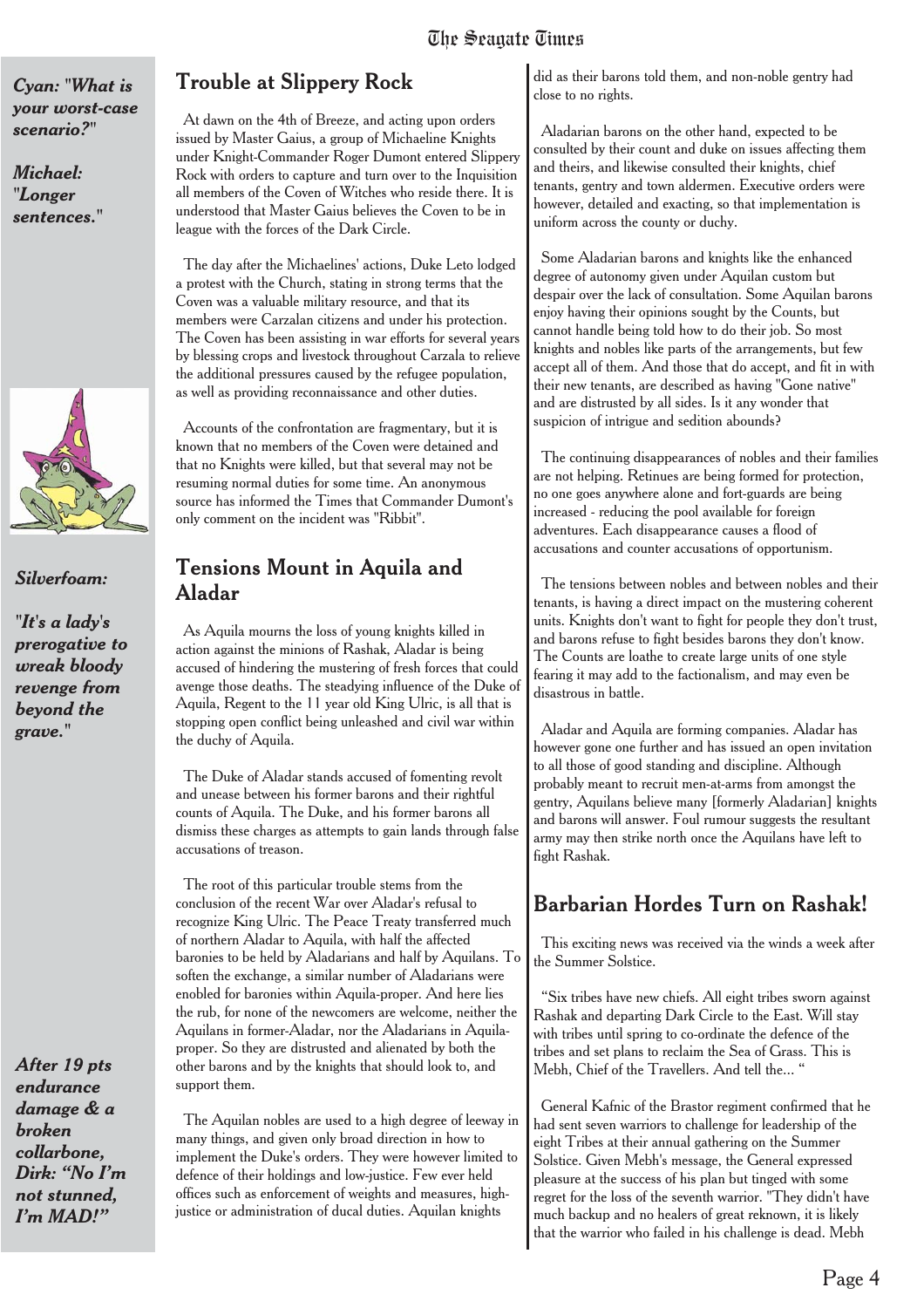***Cyan: "What is your worst-case scenario?"***

***Michael: "Longer sentences."***

***Silverfoam:***

***"It's a lady's prerogative to wreak bloody revenge from beyond the grave."***

***After 19 pts endurance damage & a broken collarbone, Dirk: "No I'm not stunned, I'm MAD!"***

## Trouble at Slippery Rock

At dawn on the 4th of Breeze, and acting upon orders issued by Master Gaius, a group of Michaeline Knights under Knight-Commander Roger Dumont entered Slippery Rock with orders to capture and turn over to the Inquisition all members of the Coven of Witches who reside there. It is understood that Master Gaius believes the Coven to be in league with the forces of the Dark Circle.

The day after the Michaelines' actions, Duke Leto lodged a protest with the Church, stating in strong terms that the Coven was a valuable military resource, and that its members were Carzalan citizens and under his protection. The Coven has been assisting in war efforts for several years by blessing crops and livestock throughout Carzala to relieve the additional pressures caused by the refugee population, as well as providing reconnaissance and other duties.

Accounts of the confrontation are fragmentary, but it is known that no members of the Coven were detained and that no Knights were killed, but that several may not be resuming normal duties for some time. An anonymous source has informed the Times that Commander Dumont's only comment on the incident was "Ribbit".

## Tensions Mount in Aquila and Aladar

As Aquila mourns the loss of young knights killed in action against the minions of Rashak, Aladar is being accused of hindering the mustering of fresh forces that could avenge those deaths. The steadying influence of the Duke of Aquila, Regent to the 11 year old King Ulric, is all that is stopping open conflict being unleashed and civil war within the duchy of Aquila.

The Duke of Aladar stands accused of fomenting revolt and unease between his former barons and their rightful counts of Aquila. The Duke, and his former barons all dismiss these charges as attempts to gain lands through false accusations of treason.

The root of this particular trouble stems from the conclusion of the recent War over Aladar's refusal to recognize King Ulric. The Peace Treaty transferred much of northern Aladar to Aquila, with half the affected baronies to be held by Aladarians and half by Aquilans. To soften the exchange, a similar number of Aladarians were enobled for baronies within Aquila-proper. And here lies the rub, for none of the newcomers are welcome, neither the Aquilans in former-Aladar, nor the Aladarians in Aquila-proper. So they are distrusted and alienated by both the other barons and by the knights that should look to, and support them.

The Aquilan nobles are used to a high degree of leeway in many things, and given only broad direction in how to implement the Duke's orders. They were however limited to defence of their holdings and low-justice. Few ever held offices such as enforcement of weights and measures, high-justice or administration of ducal duties. Aquilan knights did as their barons told them, and non-noble gentry had close to no rights.

Aladarian barons on the other hand, expected to be consulted by their count and duke on issues affecting them and theirs, and likewise consulted their knights, chief tenants, gentry and town aldermen. Executive orders were however, detailed and exacting, so that implementation is uniform across the county or duchy.

Some Aladarian barons and knights like the enhanced degree of autonomy given under Aquilan custom but despair over the lack of consultation. Some Aquilan barons enjoy having their opinions sought by the Counts, but cannot handle being told how to do their job. So most knights and nobles like parts of the arrangements, but few accept all of them. And those that do accept, and fit in with their new tenants, are described as having "Gone native" and are distrusted by all sides. Is it any wonder that suspicion of intrigue and sedition abounds?

The continuing disappearances of nobles and their families are not helping. Retinues are being formed for protection, no one goes anywhere alone and fort-guards are being increased - reducing the pool available for foreign adventures. Each disappearance causes a flood of accusations and counter accusations of opportunism.

The tensions between nobles and between nobles and their tenants, is having a direct impact on the mustering coherent units. Knights don't want to fight for people they don't trust, and barons refuse to fight besides barons they don't know. The Counts are loathe to create large units of one style fearing it may add to the factionalism, and may even be disastrous in battle.

Aladar and Aquila are forming companies. Aladar has however gone one further and has issued an open invitation to all those of good standing and discipline. Although probably meant to recruit men-at-arms from amongst the gentry, Aquilans believe many [formerly Aladarian] knights and barons will answer. Foul rumour suggests the resultant army may then strike north once the Aquilans have left to fight Rashak.

## Barbarian Hordes Turn on Rashak!

This exciting news was received via the winds a week after the Summer Solstice.

"Six tribes have new chiefs. All eight tribes sworn against Rashak and departing Dark Circle to the East. Will stay with tribes until spring to co-ordinate the defence of the tribes and set plans to reclaim the Sea of Grass. This is Mebh, Chief of the Travellers. And tell the... "

General Kafnic of the Brastor regiment confirmed that he had sent seven warriors to challenge for leadership of the eight Tribes at their annual gathering on the Summer Solstice. Given Mebh's message, the General expressed pleasure at the success of his plan but tinged with some regret for the loss of the seventh warrior. "They didn't have much backup and no healers of great reknown, it is likely that the warrior who failed in his challenge is dead. Mebh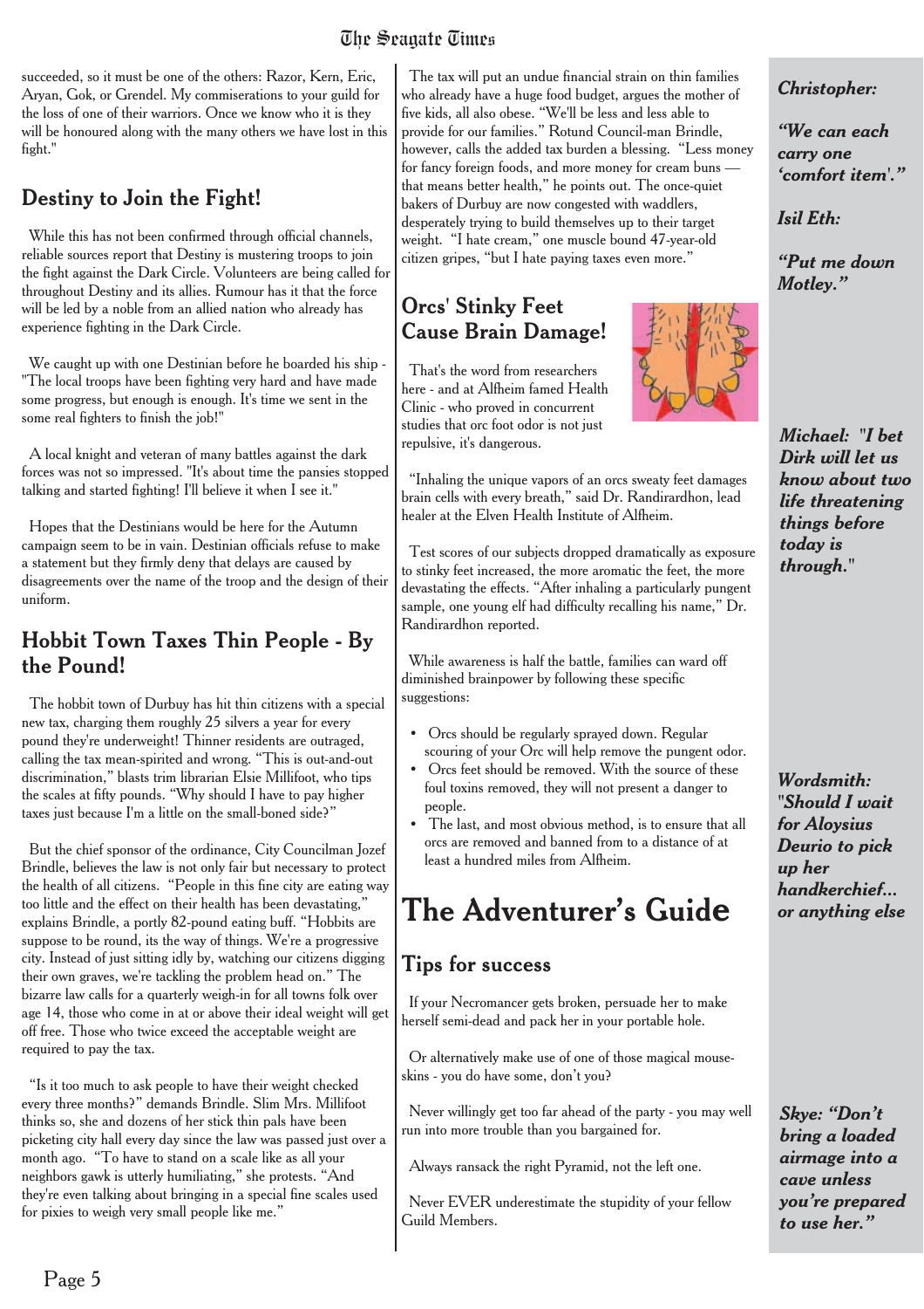succeeded, so it must be one of the others: Razor, Kern, Eric, Aryan, Gok, or Grendel. My commiserations to your guild for the loss of one of their warriors. Once we know who it is they will be honoured along with the many others we have lost in this fight."

## Destiny to Join the Fight!

While this has not been confirmed through official channels, reliable sources report that Destiny is mustering troops to join the fight against the Dark Circle. Volunteers are being called for throughout Destiny and its allies. Rumour has it that the force will be led by a noble from an allied nation who already has experience fighting in the Dark Circle.

We caught up with one Destinian before he boarded his ship - "The local troops have been fighting very hard and have made some progress, but enough is enough. It's time we sent in the some real fighters to finish the job!"

A local knight and veteran of many battles against the dark forces was not so impressed. "It's about time the pansies stopped talking and started fighting! I'll believe it when I see it."

Hopes that the Destinians would be here for the Autumn campaign seem to be in vain. Destinian officials refuse to make a statement but they firmly deny that delays are caused by disagreements over the name of the troop and the design of their uniform.

## Hobbit Town Taxes Thin People - By the Pound!

The hobbit town of Durbuy has hit thin citizens with a special new tax, charging them roughly 25 silvers a year for every pound they're underweight! Thinner residents are outraged, calling the tax mean-spirited and wrong. "This is out-and-out discrimination," blasts trim librarian Elsie Millifoot, who tips the scales at fifty pounds. "Why should I have to pay higher taxes just because I'm a little on the small-boned side?"

But the chief sponsor of the ordinance, City Councilman Jozef Brindle, believes the law is not only fair but necessary to protect the health of all citizens. "People in this fine city are eating way too little and the effect on their health has been devastating," explains Brindle, a portly 82-pound eating buff. "Hobbits are suppose to be round, its the way of things. We're a progressive city. Instead of just sitting idly by, watching our citizens digging their own graves, we're tackling the problem head on." The bizarre law calls for a quarterly weigh-in for all towns folk over age 14, those who come in at or above their ideal weight will get off free. Those who twice exceed the acceptable weight are required to pay the tax.

"Is it too much to ask people to have their weight checked every three months?" demands Brindle. Slim Mrs. Millifoot thinks so, she and dozens of her stick thin pals have been picketing city hall every day since the law was passed just over a month ago. "To have to stand on a scale like as all your neighbors gawk is utterly humiliating," she protests. "And they're even talking about bringing in a special fine scales used for pixies to weigh very small people like me."

The tax will put an undue financial strain on thin families who already have a huge food budget, argues the mother of five kids, all also obese. "We'll be less and less able to provide for our families." Rotund Council-man Brindle, however, calls the added tax burden a blessing. "Less money for fancy foreign foods, and more money for cream buns — that means better health," he points out. The once-quiet bakers of Durbuy are now congested with waddlers, desperately trying to build themselves up to their target weight. "I hate cream," one muscle bound 47-year-old citizen gripes, "but I hate paying taxes even more."

## Orcs' Stinky Feet Cause Brain Damage!

That's the word from researchers here - and at Alfheim famed Health Clinic - who proved in concurrent studies that orc foot odor is not just repulsive, it's dangerous.

"Inhaling the unique vapors of an orcs sweaty feet damages brain cells with every breath," said Dr. Randirardhon, lead healer at the Elven Health Institute of Alfheim.

Test scores of our subjects dropped dramatically as exposure to stinky feet increased, the more aromatic the feet, the more devastating the effects. "After inhaling a particularly pungent sample, one young elf had difficulty recalling his name," Dr. Randirardhon reported.

While awareness is half the battle, families can ward off diminished brainpower by following these specific suggestions:

- Orcs should be regularly sprayed down. Regular scouring of your Orc will help remove the pungent odor.
- Orcs feet should be removed. With the source of these foul toxins removed, they will not present a danger to people.
- The last, and most obvious method, is to ensure that all orcs are removed and banned from to a distance of at least a hundred miles from Alfheim.

# The Adventurer's Guide

## Tips for success

If your Necromancer gets broken, persuade her to make herself semi-dead and pack her in your portable hole.

Or alternatively make use of one of those magical mouse-skins - you do have some, don't you?

Never willingly get too far ahead of the party - you may well run into more trouble than you bargained for.

Always ransack the right Pyramid, not the left one.

Never EVER underestimate the stupidity of your fellow Guild Members.

***Christopher:***

***"We can each carry one 'comfort item'."***

***Isil Eth:***

***"Put me down Motley."***

***Michael: "I bet Dirk will let us know about two life threatening things before today is through."***

***Wordsmith: "Should I wait for Aloysius Deurio to pick up her handkerchief... or anything else***

***Skye: "Don't bring a loaded airmage into a cave unless you're prepared to use her."***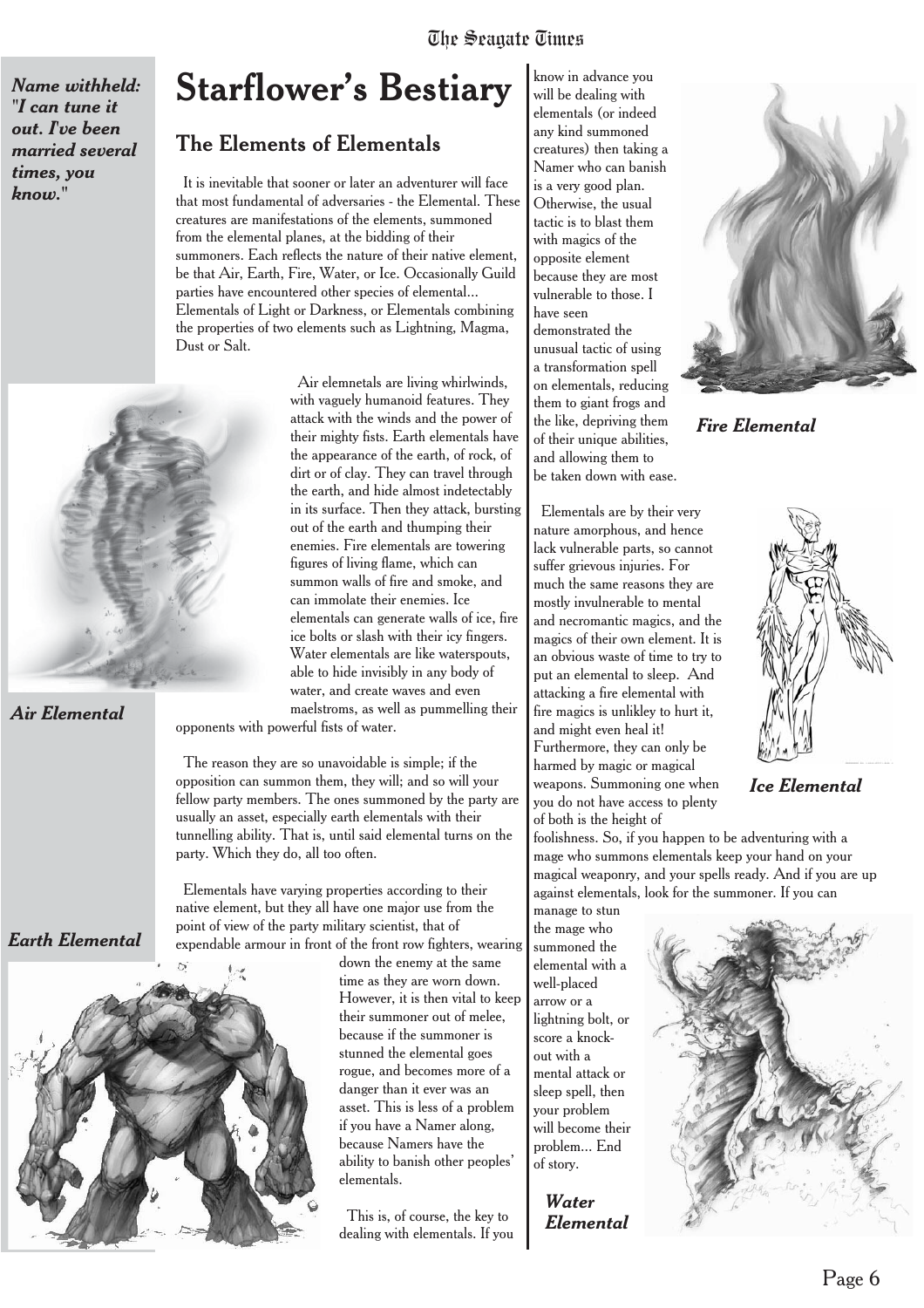*Name withheld: "I can tune it out. I've been married several times, you know."*

# Starflower's Bestiary

## The Elements of Elementals

It is inevitable that sooner or later an adventurer will face that most fundamental of adversaries - the Elemental. These creatures are manifestations of the elements, summoned from the elemental planes, at the bidding of their summoners. Each reflects the nature of their native element, be that Air, Earth, Fire, Water, or Ice. Occasionally Guild parties have encountered other species of elemental... Elementals of Light or Darkness, or Elementals combining the properties of two elements such as Lightning, Magma, Dust or Salt.

Air elemnetals are living whirlwinds, with vaguely humanoid features. They attack with the winds and the power of their mighty fists. Earth elementals have the appearance of the earth, of rock, of dirt or of clay. They can travel through the earth, and hide almost indetectably in its surface. Then they attack, bursting out of the earth and thumping their enemies. Fire elementals are towering figures of living flame, which can summon walls of fire and smoke, and can immolate their enemies. Ice elementals can generate walls of ice, fire ice bolts or slash with their icy fingers. Water elementals are like waterspouts, able to hide invisibly in any body of water, and create waves and even maelstroms, as well as pummelling their opponents with powerful fists of water.

*Air Elemental*

The reason they are so unavoidable is simple; if the opposition can summon them, they will; and so will your fellow party members. The ones summoned by the party are usually an asset, especially earth elementals with their tunnelling ability. That is, until said elemental turns on the party. Which they do, all too often.

Elementals have varying properties according to their native element, but they all have one major use from the point of view of the party military scientist, that of expendable armour in front of the front row fighters, wearing down the enemy at the same time as they are worn down. However, it is then vital to keep their summoner out of melee, because if the summoner is stunned the elemental goes rogue, and becomes more of a danger than it ever was an asset. This is less of a problem if you have a Namer along, because Namers have the ability to banish other peoples' elementals.

*Earth Elemental*

This is, of course, the key to dealing with elementals. If you know in advance you will be dealing with elementals (or indeed any kind summoned creatures) then taking a Namer who can banish is a very good plan. Otherwise, the usual tactic is to blast them with magics of the opposite element because they are most vulnerable to those. I have seen demonstrated the unusual tactic of using a transformation spell on elementals, reducing them to giant frogs and the like, depriving them of their unique abilities, and allowing them to be taken down with ease.

*Fire Elemental*

Elementals are by their very nature amorphous, and hence lack vulnerable parts, so cannot suffer grievous injuries. For much the same reasons they are mostly invulnerable to mental and necromantic magics, and the magics of their own element. It is an obvious waste of time to try to put an elemental to sleep. And attacking a fire elemental with fire magics is unlikley to hurt it, and might even heal it! Furthermore, they can only be harmed by magic or magical weapons. Summoning one when you do not have access to plenty of both is the height of foolishness. So, if you happen to be adventuring with a mage who summons elementals keep your hand on your magical weaponry, and your spells ready. And if you are up against elementals, look for the summoner. If you can manage to stun the mage who summoned the elemental with a well-placed arrow or a lightning bolt, or score a knock-out with a mental attack or sleep spell, then your problem will become their problem... End of story.

*Ice Elemental*

*Water Elemental*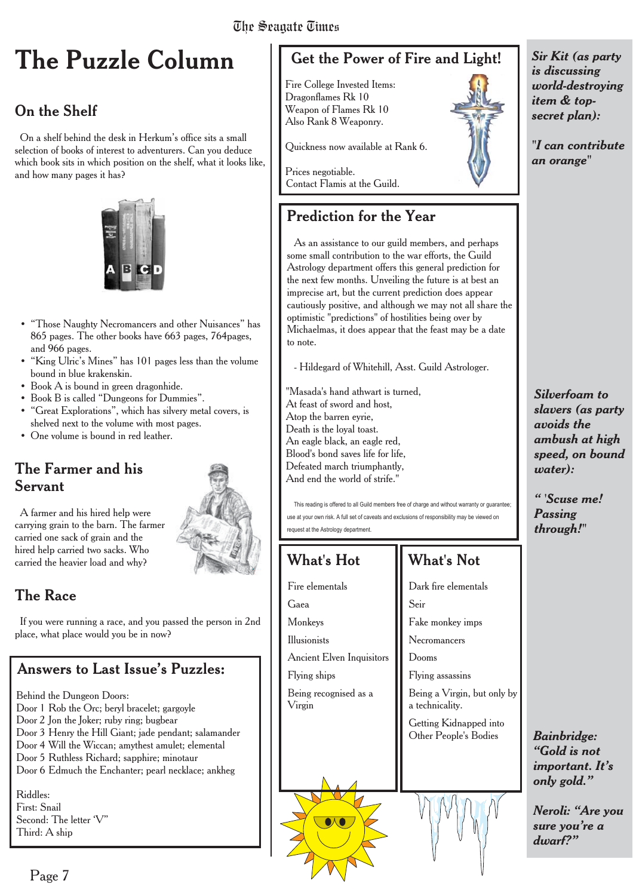# The Puzzle Column

## On the Shelf

On a shelf behind the desk in Herkum's office sits a small selection of books of interest to adventurers. Can you deduce which book sits in which position on the shelf, what it looks like, and how many pages it has?

A B C D

- "Those Naughty Necromancers and other Nuisances" has 865 pages. The other books have 663 pages, 764pages, and 966 pages.
- "King Ulric's Mines" has 101 pages less than the volume bound in blue krakenskin.
- Book A is bound in green dragonhide.
- Book B is called "Dungeons for Dummies".
- "Great Explorations", which has silvery metal covers, is shelved next to the volume with most pages.
- One volume is bound in red leather.

## The Farmer and his Servant

A farmer and his hired help were carrying grain to the barn. The farmer carried one sack of grain and the hired help carried two sacks. Who carried the heavier load and why?

## The Race

If you were running a race, and you passed the person in 2nd place, what place would you be in now?

## Answers to Last Issue's Puzzles:

Behind the Dungeon Doors:
Door 1 Rob the Orc; beryl bracelet; gargoyle
Door 2 Jon the Joker; ruby ring; bugbear
Door 3 Henry the Hill Giant; jade pendant; salamander
Door 4 Will the Wiccan; amythest amulet; elemental
Door 5 Ruthless Richard; sapphire; minotaur
Door 6 Edmuch the Enchanter; pearl necklace; ankheg

Riddles:
First: Snail
Second: The letter 'V"
Third: A ship

## Get the Power of Fire and Light!

Fire College Invested Items:
Dragonflames Rk 10
Weapon of Flames Rk 10
Also Rank 8 Weaponry.

Quickness now available at Rank 6.

Prices negotiable.
Contact Flamis at the Guild.

## Prediction for the Year

As an assistance to our guild members, and perhaps some small contribution to the war efforts, the Guild Astrology department offers this general prediction for the next few months. Unveiling the future is at best an imprecise art, but the current prediction does appear cautiously positive, and although we may not all share the optimistic "predictions" of hostilities being over by Michaelmas, it does appear that the feast may be a date to note.

- Hildegard of Whitehill, Asst. Guild Astrologer.

"Masada's hand athwart is turned,
At feast of sword and host,
Atop the barren eyrie,
Death is the loyal toast.
An eagle black, an eagle red,
Blood's bond saves life for life,
Defeated march triumphantly,
And end the world of strife."

This reading is offered to all Guild members free of charge and without warranty or guarantee; use at your own risk. A full set of caveats and exclusions of responsibility may be viewed on request at the Astrology department.

## What's Hot

- Fire elementals
- Gaea
- Monkeys
- Illusionists
- Ancient Elven Inquisitors
- Flying ships
- Being recognised as a Virgin

## What's Not

- Dark fire elementals
- Seir
- Fake monkey imps
- Necromancers
- Dooms
- Flying assassins
- Being a Virgin, but only by a technicality.
- Getting Kidnapped into Other People's Bodies

***Sir Kit (as party is discussing world-destroying item & top-secret plan):***

*"I can contribute an orange"*

***Silverfoam to slavers (as party avoids the ambush at high speed, on bound water):***

*"'Scuse me! Passing through!"*

***Bainbridge: "Gold is not important. It's only gold."***

***Neroli: "Are you sure you're a dwarf?"***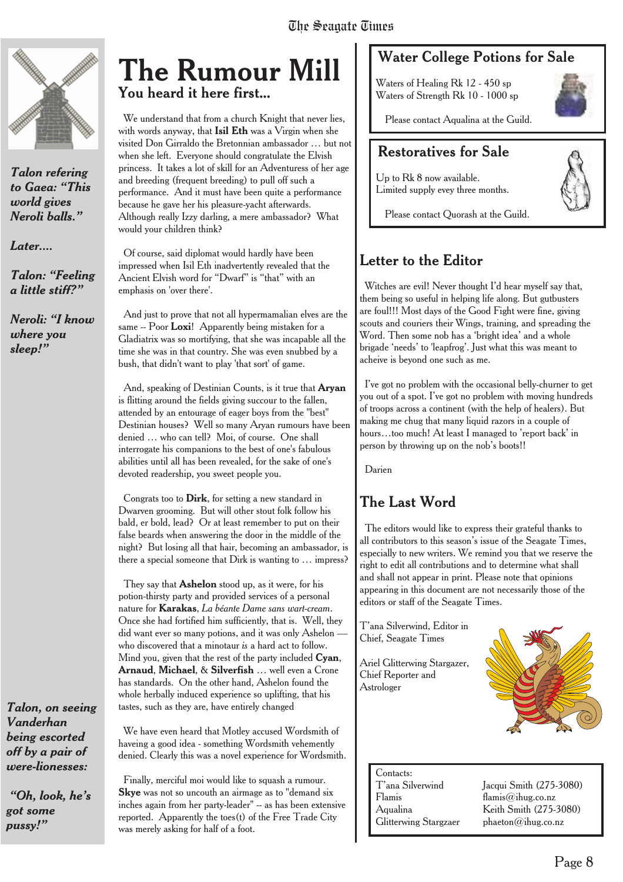***Talon refering to Gaea: "This world gives Neroli balls."***

***Later....***

***Talon: "Feeling a little stiff?"***

***Neroli: "I know where you sleep!"***

# The Rumour Mill

## You heard it here first...

We understand that from a church Knight that never lies, with words anyway, that **Isil Eth** was a Virgin when she visited Don Girraldo the Bretonnian ambassador … but not when she left. Everyone should congratulate the Elvish princess. It takes a lot of skill for an Adventuress of her age and breeding (frequent breeding) to pull off such a performance. And it must have been quite a performance because he gave her his pleasure-yacht afterwards. Although really Izzy darling, a mere ambassador? What would your children think?

Of course, said diplomat would hardly have been impressed when Isil Eth inadvertently revealed that the Ancient Elvish word for "Dwarf" is "that" with an emphasis on 'over there'.

And just to prove that not all hypermamalian elves are the same -- Poor **Loxi**! Apparently being mistaken for a Gladiatrix was so mortifying, that she was incapable all the time she was in that country. She was even snubbed by a bush, that didn't want to play 'that sort' of game.

And, speaking of Destinian Counts, is it true that **Aryan** is flitting around the fields giving succour to the fallen, attended by an entourage of eager boys from the "best" Destinian houses? Well so many Aryan rumours have been denied … who can tell? Moi, of course. One shall interrogate his companions to the best of one's fabulous abilities until all has been revealed, for the sake of one's devoted readership, you sweet people you.

Congrats too to **Dirk**, for setting a new standard in Dwarven grooming. But will other stout folk follow his bald, er bold, lead? Or at least remember to put on their false beards when answering the door in the middle of the night? But losing all that hair, becoming an ambassador, is there a special someone that Dirk is wanting to … impress?

They say that **Ashelon** stood up, as it were, for his potion-thirsty party and provided services of a personal nature for **Karakas**, *La béante Dame sans wart-cream*. Once she had fortified him sufficiently, that is. Well, they did want ever so many potions, and it was only Ashelon — who discovered that a minotaur *is* a hard act to follow. Mind you, given that the rest of the party included **Cyan**, **Arnaud**, **Michael**, & **Silverfish** … well even a Crone has standards. On the other hand, Ashelon found the whole herbally induced experience so uplifting, that his tastes, such as they are, have entirely changed

We have even heard that Motley accused Wordsmith of haveing a good idea - something Wordsmith vehemently denied. Clearly this was a novel experience for Wordsmith.

Finally, merciful moi would like to squash a rumour. **Skye** was not so uncouth an airmage as to "demand six inches again from her party-leader" -- as has been extensive reported. Apparently the toes(t) of the Free Trade City was merely asking for half of a foot.

***Talon, on seeing Vanderhan being escorted off by a pair of were-lionesses:***

***"Oh, look, he's got some pussy!"***

## Water College Potions for Sale

Waters of Healing Rk 12 - 450 sp
Waters of Strength Rk 10 - 1000 sp

Please contact Aqualina at the Guild.

## Restoratives for Sale

Up to Rk 8 now available.
Limited supply evey three months.

Please contact Quorash at the Guild.

## Letter to the Editor

Witches are evil! Never thought I'd hear myself say that, them being so useful in helping life along. But gutbusters are foul!!! Most days of the Good Fight were fine, giving scouts and couriers their Wings, training, and spreading the Word. Then some nob has a 'bright idea' and a whole brigade 'needs' to 'leapfrog'. Just what this was meant to acheive is beyond one such as me.

I've got no problem with the occasional belly-churner to get you out of a spot. I've got no problem with moving hundreds of troops across a continent (with the help of healers). But making me chug that many liquid razors in a couple of hours…too much! At least I managed to 'report back' in person by throwing up on the nob's boots!!

Darien

## The Last Word

The editors would like to express their grateful thanks to all contributors to this season's issue of the Seagate Times, especially to new writers. We remind you that we reserve the right to edit all contributions and to determine what shall and shall not appear in print. Please note that opinions appearing in this document are not necessarily those of the editors or staff of the Seagate Times.

T'ana Silverwind, Editor in Chief, Seagate Times

Ariel Glitterwing Stargazer, Chief Reporter and Astrologer

Contacts:

| | |
|---|---|
| T'ana Silverwind | Jacqui Smith (275-3080) |
| Flamis | flamis@ihug.co.nz |
| Aqualina | Keith Smith (275-3080) |
| Glitterwing Stargzaer | phaeton@ihug.co.nz |